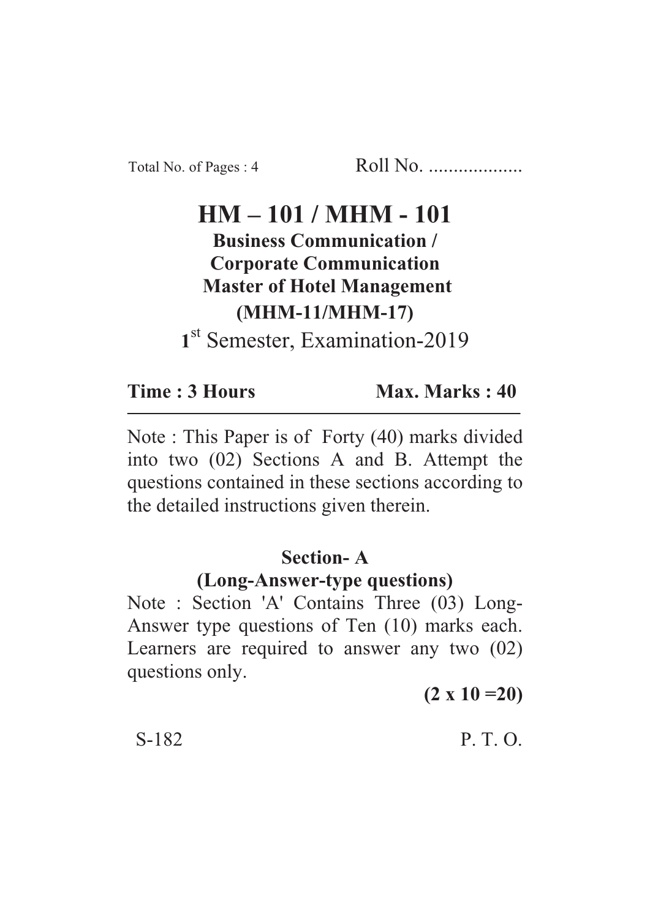Total No. of Pages : 4 Roll No. ...................

# HM – 101 / MHM - 101

**Business Communication /**
**Corporate Communication**
**Master of Hotel Management**
**(MHM-11/MHM-17)**

1st Semester, Examination-2019

**Time : 3 Hours** **Max. Marks : 40**

---

Note : This Paper is of Forty (40) marks divided into two (02) Sections A and B. Attempt the questions contained in these sections according to the detailed instructions given therein.

## Section- A
### (Long-Answer-type questions)

Note : Section 'A' Contains Three (03) Long-Answer type questions of Ten (10) marks each. Learners are required to answer any two (02) questions only.

**(2 x 10 =20)**

S-182 P. T. O.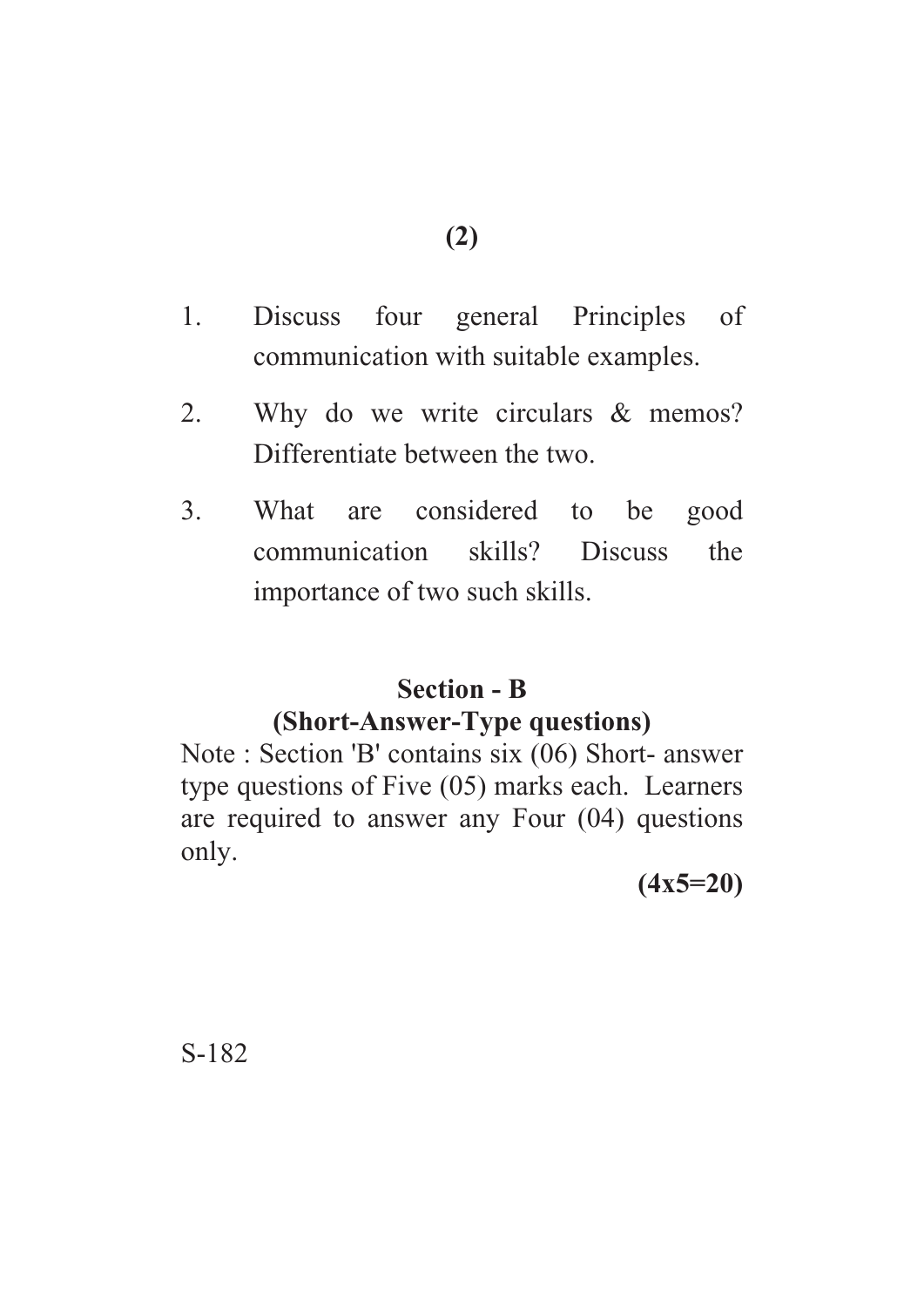1. Discuss four general Principles of communication with suitable examples.

2. Why do we write circulars & memos? Differentiate between the two.

3. What are considered to be good communication skills? Discuss the importance of two such skills.

## Section - B

### (Short-Answer-Type questions)

Note : Section 'B' contains six (06) Short- answer type questions of Five (05) marks each. Learners are required to answer any Four (04) questions only.

**(4x5=20)**

S-182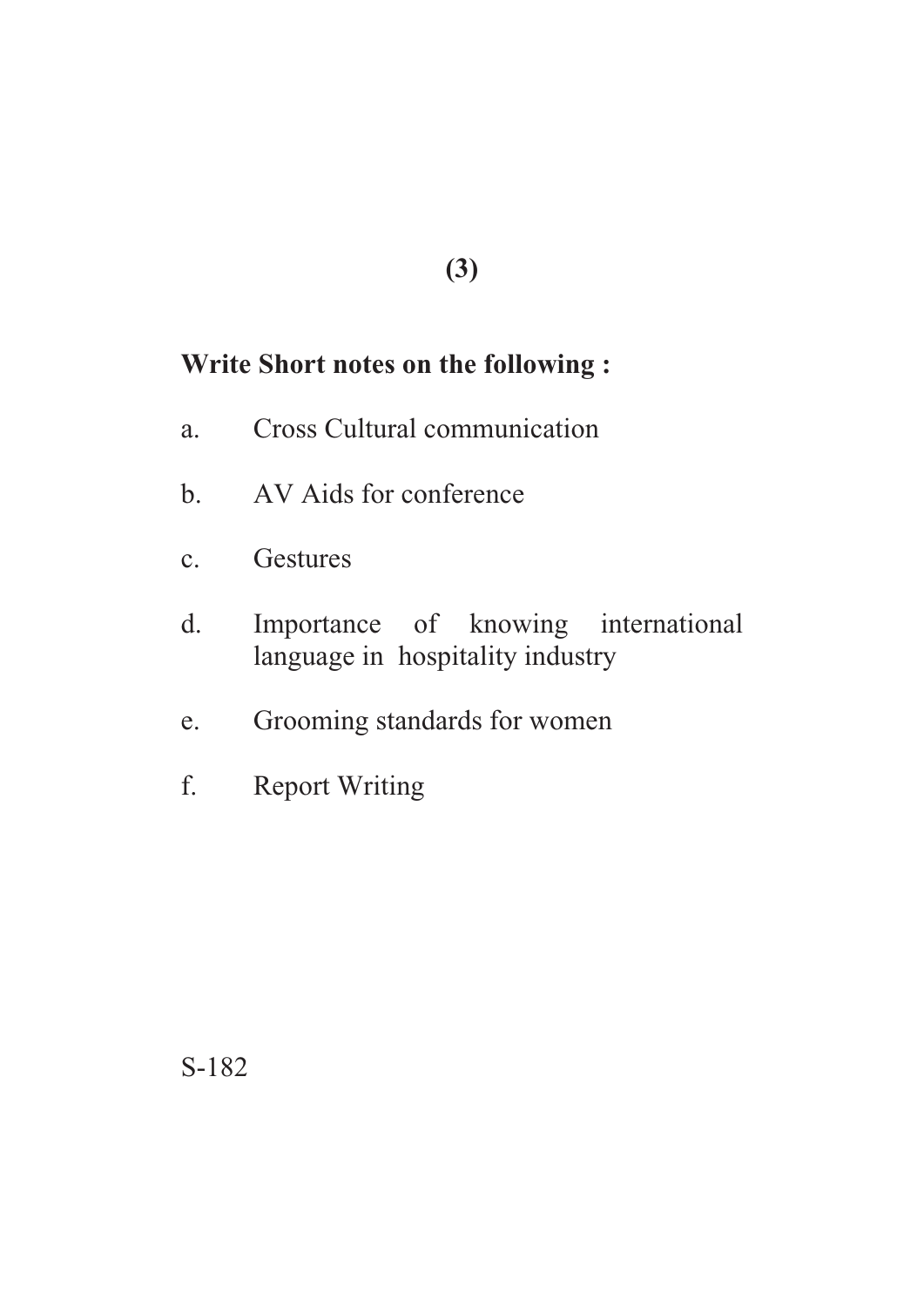**(3)**

**Write Short notes on the following :**

a. Cross Cultural communication

b. AV Aids for conference

c. Gestures

d. Importance of knowing international language in hospitality industry

e. Grooming standards for women

f. Report Writing

S-182